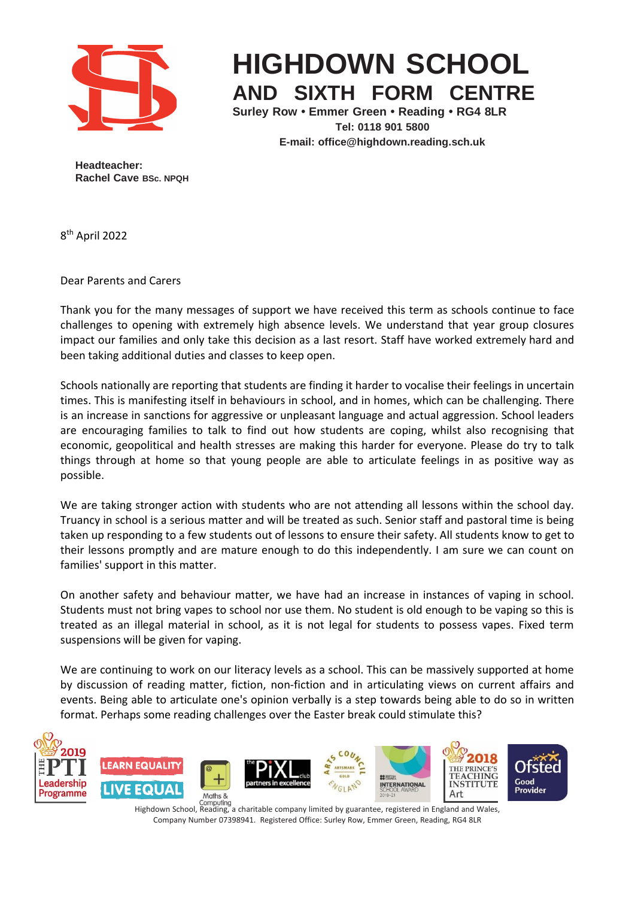# HIGHDOWN SCHOOL
## AND SIXTH FORM CENTRE

**Surley Row • Emmer Green • Reading • RG4 8LR**
**Tel: 0118 901 5800**
**E-mail: office@highdown.reading.sch.uk**

**Headteacher:**
**Rachel Cave BSc. NPQH**

8th April 2022

Dear Parents and Carers

Thank you for the many messages of support we have received this term as schools continue to face challenges to opening with extremely high absence levels. We understand that year group closures impact our families and only take this decision as a last resort. Staff have worked extremely hard and been taking additional duties and classes to keep open.

Schools nationally are reporting that students are finding it harder to vocalise their feelings in uncertain times. This is manifesting itself in behaviours in school, and in homes, which can be challenging. There is an increase in sanctions for aggressive or unpleasant language and actual aggression. School leaders are encouraging families to talk to find out how students are coping, whilst also recognising that economic, geopolitical and health stresses are making this harder for everyone. Please do try to talk things through at home so that young people are able to articulate feelings in as positive way as possible.

We are taking stronger action with students who are not attending all lessons within the school day. Truancy in school is a serious matter and will be treated as such. Senior staff and pastoral time is being taken up responding to a few students out of lessons to ensure their safety. All students know to get to their lessons promptly and are mature enough to do this independently. I am sure we can count on families' support in this matter.

On another safety and behaviour matter, we have had an increase in instances of vaping in school. Students must not bring vapes to school nor use them. No student is old enough to be vaping so this is treated as an illegal material in school, as it is not legal for students to possess vapes. Fixed term suspensions will be given for vaping.

We are continuing to work on our literacy levels as a school. This can be massively supported at home by discussion of reading matter, fiction, non-fiction and in articulating views on current affairs and events. Being able to articulate one's opinion verbally is a step towards being able to do so in written format. Perhaps some reading challenges over the Easter break could stimulate this?

Highdown School, Reading, a charitable company limited by guarantee, registered in England and Wales, Company Number 07398941. Registered Office: Surley Row, Emmer Green, Reading, RG4 8LR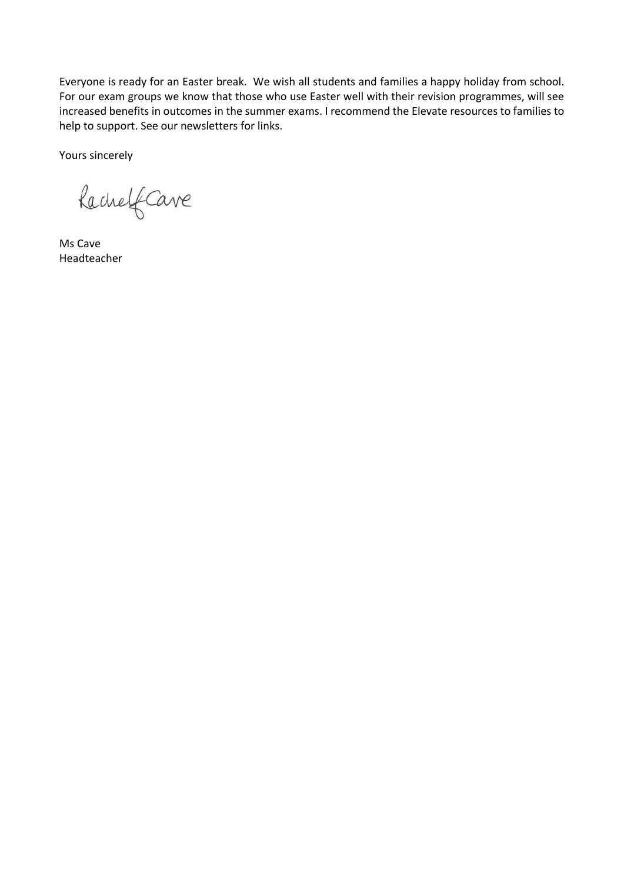Everyone is ready for an Easter break. We wish all students and families a happy holiday from school. For our exam groups we know that those who use Easter well with their revision programmes, will see increased benefits in outcomes in the summer exams. I recommend the Elevate resources to families to help to support. See our newsletters for links.

Yours sincerely

Rachel Cave

Ms Cave
Headteacher